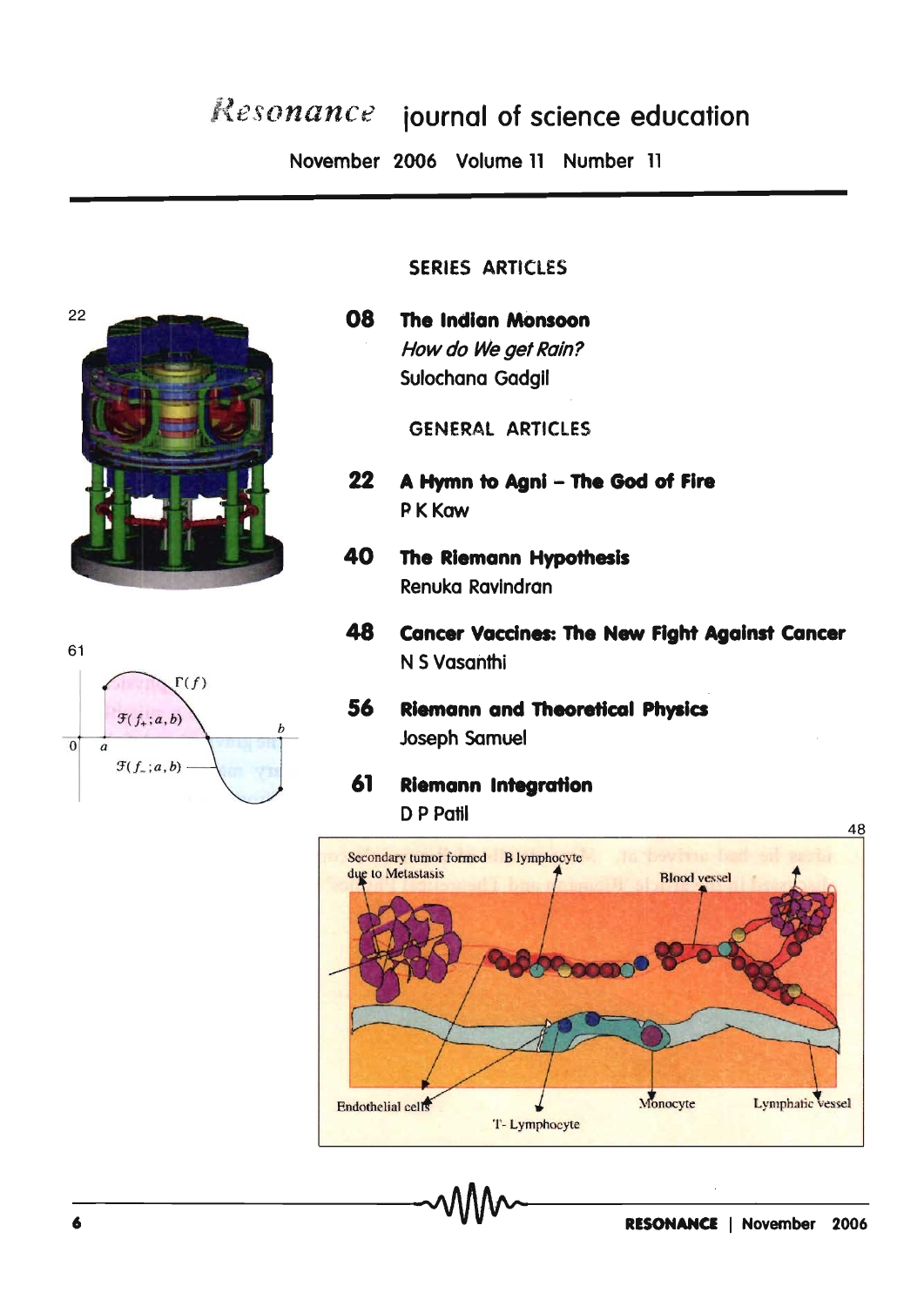# *Resonance* journal of science education

November 2006 Volume 11 Number 11

## SERIES ARTICLES

**08 The Indian Monsoon**
*How do We get Rain?*
Sulochana Gadgil

## GENERAL ARTICLES

**22 A Hymn to Agni – The God of Fire**
P K Kaw

**40 The Riemann Hypothesis**
Renuka Ravindran

**48 Cancer Vaccines: The New Fight Against Cancer**
N S Vasanthi

**56 Riemann and Theoretical Physics**
Joseph Samuel

**61 Riemann Integration**
D P Patil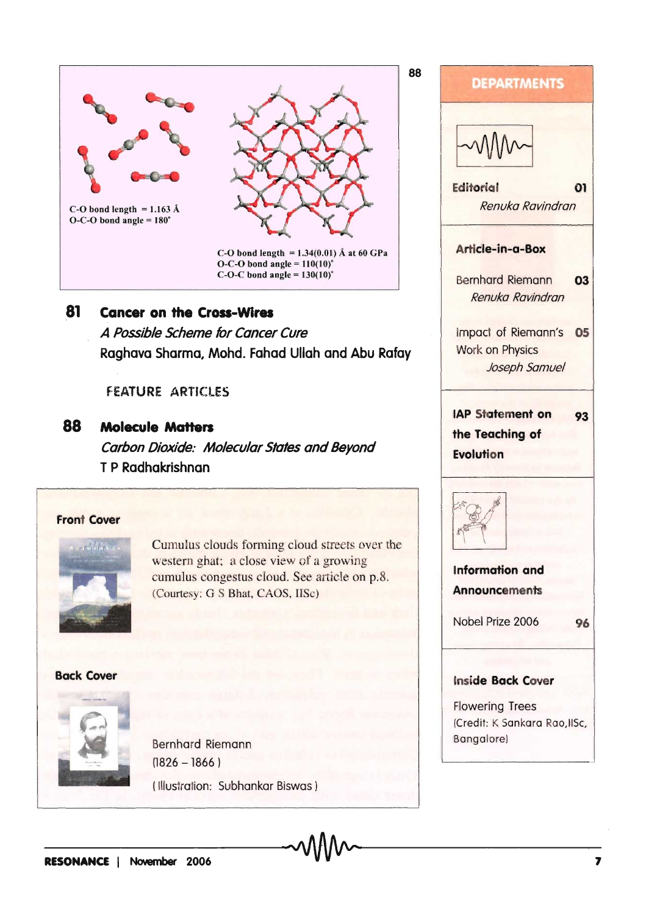C-O bond length = 1.163 Å
O-C-O bond angle = 180°

C-O bond length = 1.34(0.01) Å at 60 GPa
O-C-O bond angle = 110(10)°
C-O-C bond angle = 130(10)°

**81** **Cancer on the Cross-Wires**
*A Possible Scheme for Cancer Cure*
Raghava Sharma, Mohd. Fahad Ullah and Abu Rafay

## FEATURE ARTICLES

**88** **Molecule Matters**
*Carbon Dioxide: Molecular States and Beyond*
T P Radhakrishnan

**Front Cover**

Cumulus clouds forming cloud streets over the western ghat; a close view of a growing cumulus congestus cloud. See article on p.8. (Courtesy: G S Bhat, CAOS, IISc)

**Back Cover**

Bernhard Riemann
(1826 – 1866)
(Illustration: Subhankar Biswas)

## DEPARTMENTS

**Editorial** 01
*Renuka Ravindran*

**Article-in-a-Box**

Bernhard Riemann 03
*Renuka Ravindran*

Impact of Riemann's Work on Physics 05
*Joseph Samuel*

**IAP Statement on the Teaching of Evolution** 93

**Information and Announcements**

Nobel Prize 2006 96

**Inside Back Cover**

Flowering Trees
(Credit: K Sankara Rao, IISc, Bangalore)